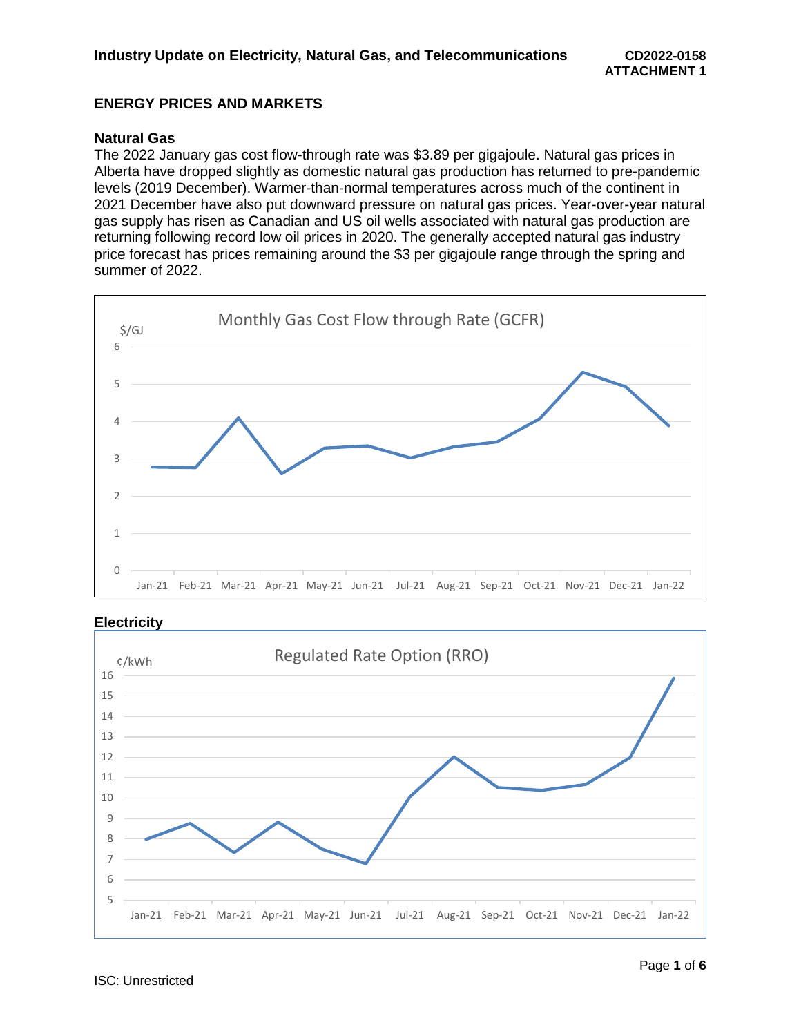## ENERGY PRICES AND MARKETS

### Natural Gas

The 2022 January gas cost flow-through rate was $3.89 per gigajoule. Natural gas prices in Alberta have dropped slightly as domestic natural gas production has returned to pre-pandemic levels (2019 December). Warmer-than-normal temperatures across much of the continent in 2021 December have also put downward pressure on natural gas prices. Year-over-year natural gas supply has risen as Canadian and US oil wells associated with natural gas production are returning following record low oil prices in 2020. The generally accepted natural gas industry price forecast has prices remaining around the $3 per gigajoule range through the spring and summer of 2022.

Monthly Gas Cost Flow through Rate (GCFR)

$/GJ

6
5
4
3
2
1
0

Jan-21 Feb-21 Mar-21 Apr-21 May-21 Jun-21 Jul-21 Aug-21 Sep-21 Oct-21 Nov-21 Dec-21 Jan-22

### Electricity

Regulated Rate Option (RRO)

¢/kWh

16
15
14
13
12
11
10
9
8
7
6
5

Jan-21 Feb-21 Mar-21 Apr-21 May-21 Jun-21 Jul-21 Aug-21 Sep-21 Oct-21 Nov-21 Dec-21 Jan-22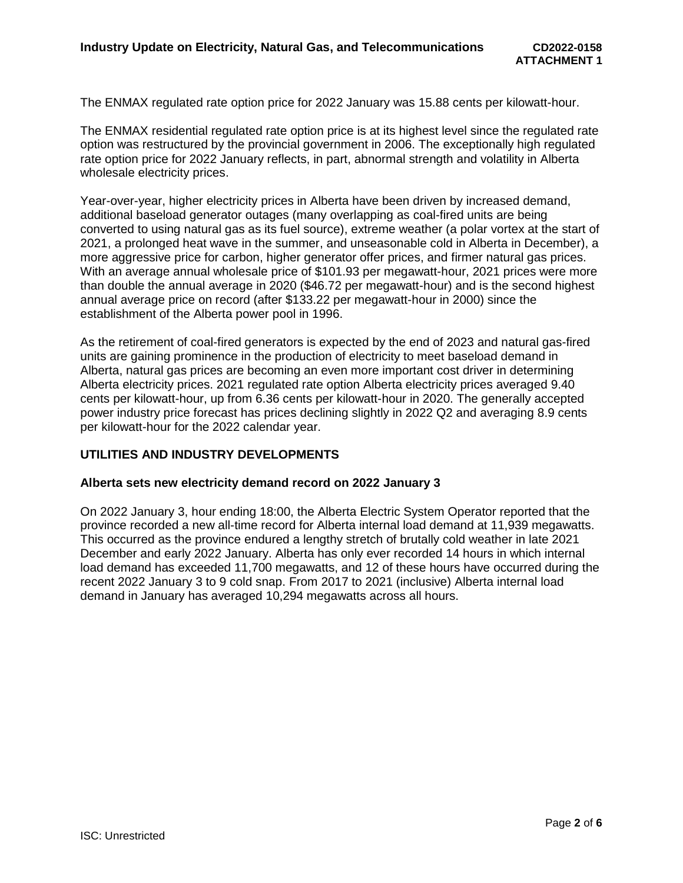The ENMAX regulated rate option price for 2022 January was 15.88 cents per kilowatt-hour.

The ENMAX residential regulated rate option price is at its highest level since the regulated rate option was restructured by the provincial government in 2006. The exceptionally high regulated rate option price for 2022 January reflects, in part, abnormal strength and volatility in Alberta wholesale electricity prices.

Year-over-year, higher electricity prices in Alberta have been driven by increased demand, additional baseload generator outages (many overlapping as coal-fired units are being converted to using natural gas as its fuel source), extreme weather (a polar vortex at the start of 2021, a prolonged heat wave in the summer, and unseasonable cold in Alberta in December), a more aggressive price for carbon, higher generator offer prices, and firmer natural gas prices. With an average annual wholesale price of $101.93 per megawatt-hour, 2021 prices were more than double the annual average in 2020 ($46.72 per megawatt-hour) and is the second highest annual average price on record (after $133.22 per megawatt-hour in 2000) since the establishment of the Alberta power pool in 1996.

As the retirement of coal-fired generators is expected by the end of 2023 and natural gas-fired units are gaining prominence in the production of electricity to meet baseload demand in Alberta, natural gas prices are becoming an even more important cost driver in determining Alberta electricity prices. 2021 regulated rate option Alberta electricity prices averaged 9.40 cents per kilowatt-hour, up from 6.36 cents per kilowatt-hour in 2020. The generally accepted power industry price forecast has prices declining slightly in 2022 Q2 and averaging 8.9 cents per kilowatt-hour for the 2022 calendar year.

## UTILITIES AND INDUSTRY DEVELOPMENTS

### Alberta sets new electricity demand record on 2022 January 3

On 2022 January 3, hour ending 18:00, the Alberta Electric System Operator reported that the province recorded a new all-time record for Alberta internal load demand at 11,939 megawatts. This occurred as the province endured a lengthy stretch of brutally cold weather in late 2021 December and early 2022 January. Alberta has only ever recorded 14 hours in which internal load demand has exceeded 11,700 megawatts, and 12 of these hours have occurred during the recent 2022 January 3 to 9 cold snap. From 2017 to 2021 (inclusive) Alberta internal load demand in January has averaged 10,294 megawatts across all hours.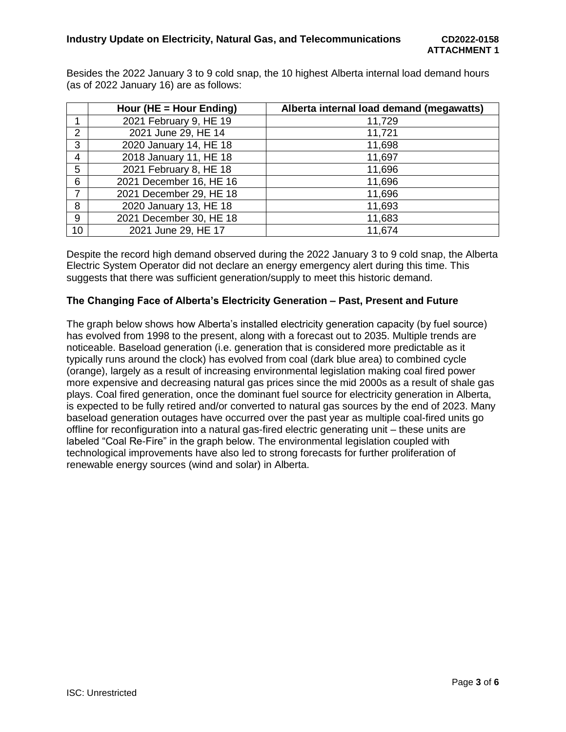Besides the 2022 January 3 to 9 cold snap, the 10 highest Alberta internal load demand hours (as of 2022 January 16) are as follows:

| | Hour (HE = Hour Ending) | Alberta internal load demand (megawatts) |
|---|---|---|
| 1 | 2021 February 9, HE 19 | 11,729 |
| 2 | 2021 June 29, HE 14 | 11,721 |
| 3 | 2020 January 14, HE 18 | 11,698 |
| 4 | 2018 January 11, HE 18 | 11,697 |
| 5 | 2021 February 8, HE 18 | 11,696 |
| 6 | 2021 December 16, HE 16 | 11,696 |
| 7 | 2021 December 29, HE 18 | 11,696 |
| 8 | 2020 January 13, HE 18 | 11,693 |
| 9 | 2021 December 30, HE 18 | 11,683 |
| 10 | 2021 June 29, HE 17 | 11,674 |

Despite the record high demand observed during the 2022 January 3 to 9 cold snap, the Alberta Electric System Operator did not declare an energy emergency alert during this time. This suggests that there was sufficient generation/supply to meet this historic demand.

## The Changing Face of Alberta's Electricity Generation – Past, Present and Future

The graph below shows how Alberta's installed electricity generation capacity (by fuel source) has evolved from 1998 to the present, along with a forecast out to 2035. Multiple trends are noticeable. Baseload generation (i.e. generation that is considered more predictable as it typically runs around the clock) has evolved from coal (dark blue area) to combined cycle (orange), largely as a result of increasing environmental legislation making coal fired power more expensive and decreasing natural gas prices since the mid 2000s as a result of shale gas plays. Coal fired generation, once the dominant fuel source for electricity generation in Alberta, is expected to be fully retired and/or converted to natural gas sources by the end of 2023. Many baseload generation outages have occurred over the past year as multiple coal-fired units go offline for reconfiguration into a natural gas-fired electric generating unit – these units are labeled "Coal Re-Fire" in the graph below. The environmental legislation coupled with technological improvements have also led to strong forecasts for further proliferation of renewable energy sources (wind and solar) in Alberta.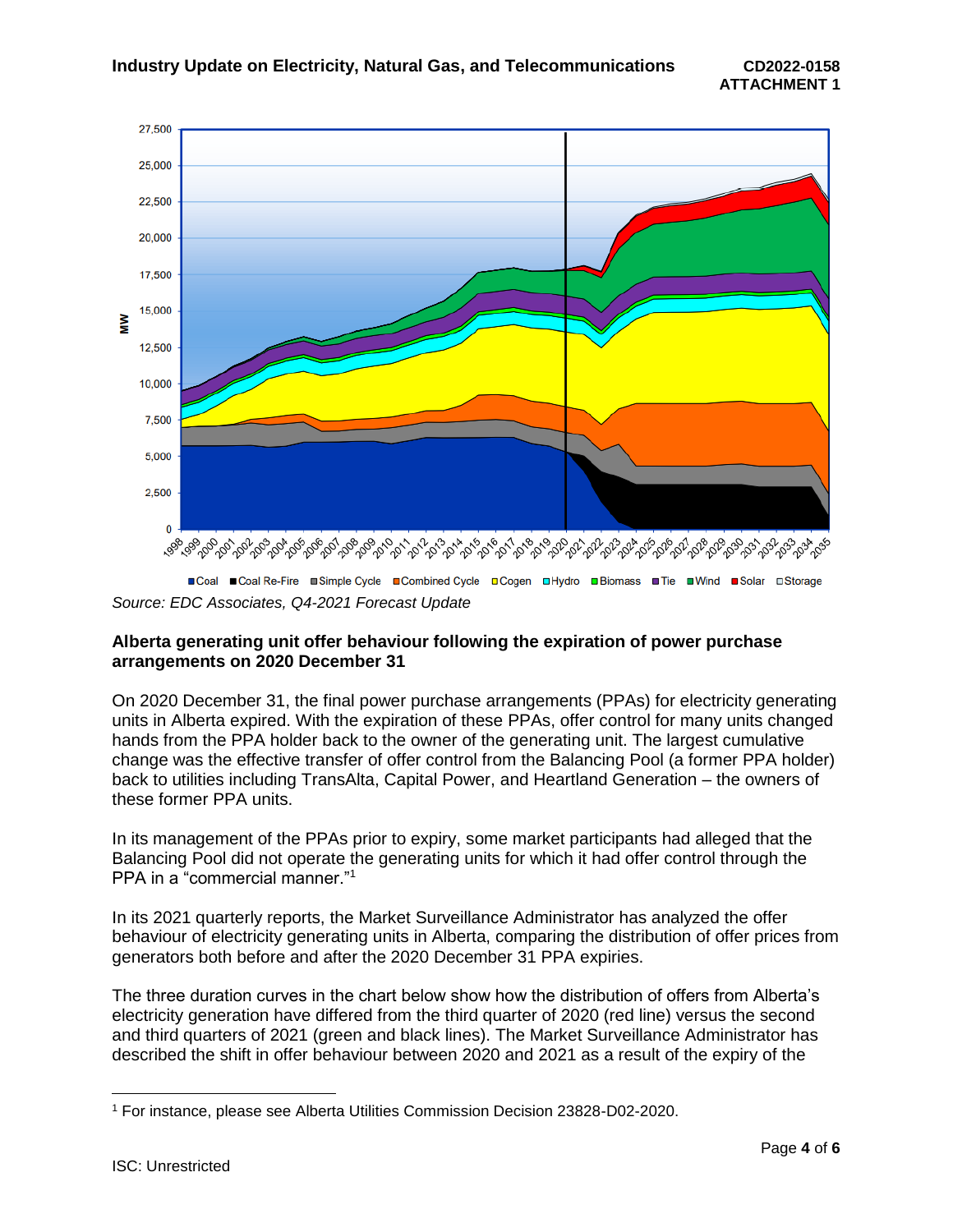Source: EDC Associates, Q4-2021 Forecast Update

**Alberta generating unit offer behaviour following the expiration of power purchase arrangements on 2020 December 31**

On 2020 December 31, the final power purchase arrangements (PPAs) for electricity generating units in Alberta expired. With the expiration of these PPAs, offer control for many units changed hands from the PPA holder back to the owner of the generating unit. The largest cumulative change was the effective transfer of offer control from the Balancing Pool (a former PPA holder) back to utilities including TransAlta, Capital Power, and Heartland Generation – the owners of these former PPA units.

In its management of the PPAs prior to expiry, some market participants had alleged that the Balancing Pool did not operate the generating units for which it had offer control through the PPA in a "commercial manner."[1]

In its 2021 quarterly reports, the Market Surveillance Administrator has analyzed the offer behaviour of electricity generating units in Alberta, comparing the distribution of offer prices from generators both before and after the 2020 December 31 PPA expiries.

The three duration curves in the chart below show how the distribution of offers from Alberta's electricity generation have differed from the third quarter of 2020 (red line) versus the second and third quarters of 2021 (green and black lines). The Market Surveillance Administrator has described the shift in offer behaviour between 2020 and 2021 as a result of the expiry of the

[1] For instance, please see Alberta Utilities Commission Decision 23828-D02-2020.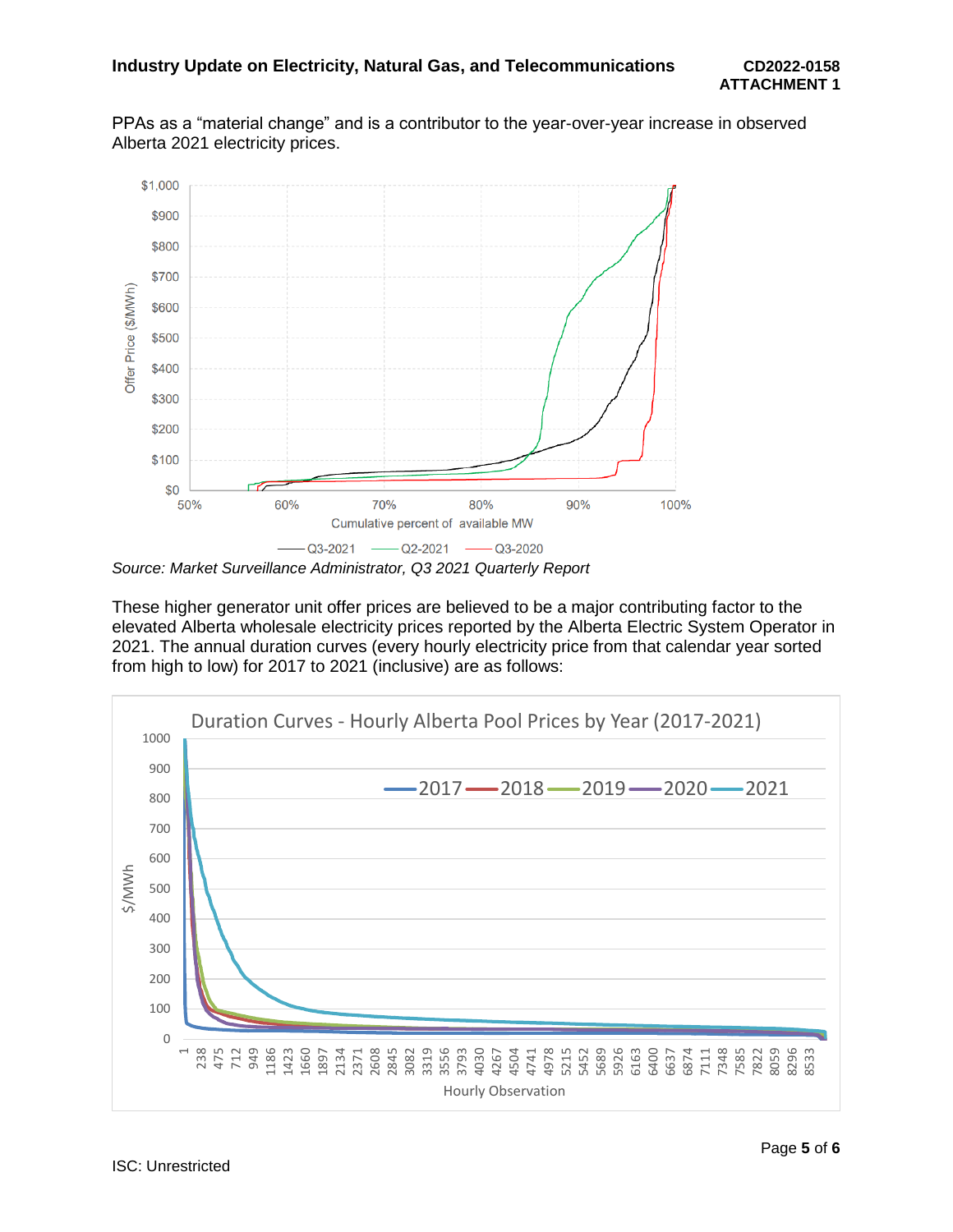PPAs as a “material change” and is a contributor to the year-over-year increase in observed Alberta 2021 electricity prices.

*Source: Market Surveillance Administrator, Q3 2021 Quarterly Report*

These higher generator unit offer prices are believed to be a major contributing factor to the elevated Alberta wholesale electricity prices reported by the Alberta Electric System Operator in 2021. The annual duration curves (every hourly electricity price from that calendar year sorted from high to low) for 2017 to 2021 (inclusive) are as follows: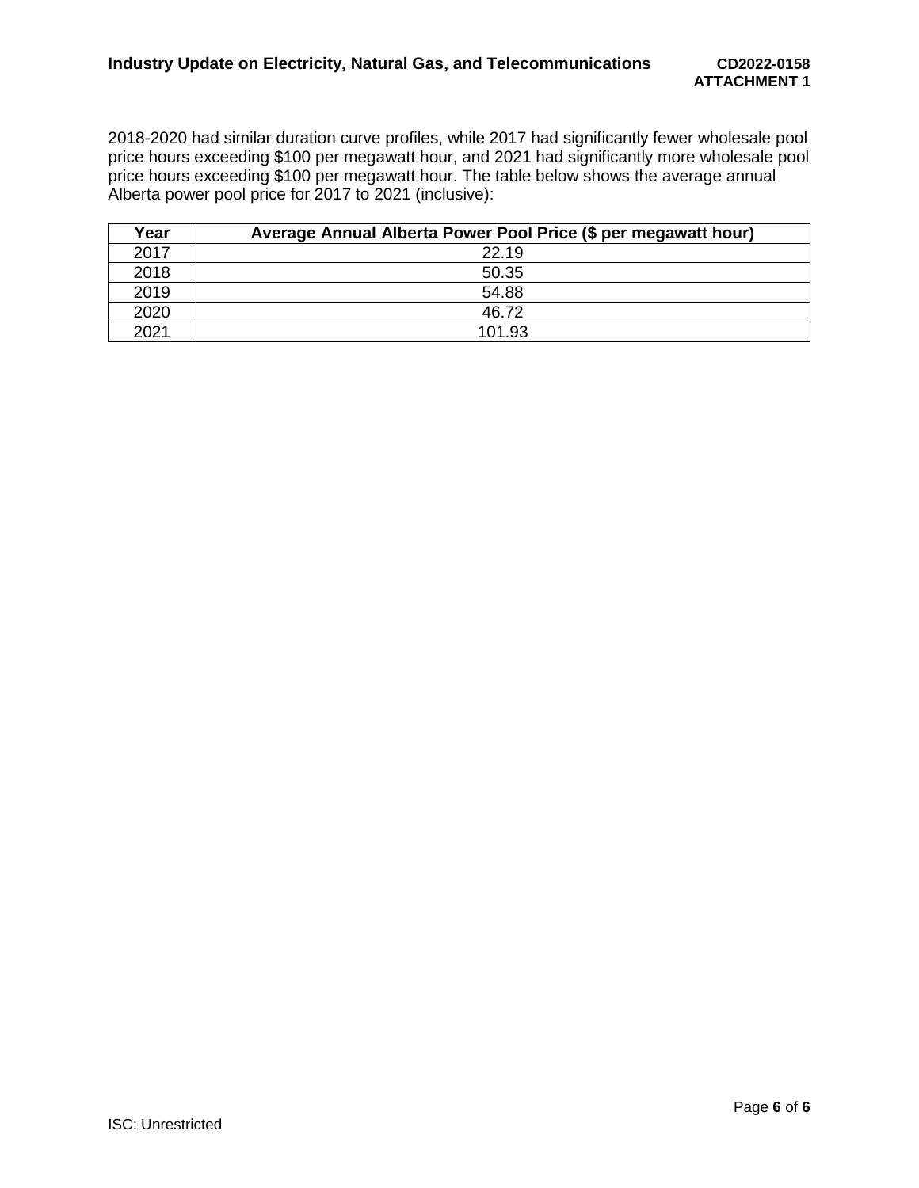2018-2020 had similar duration curve profiles, while 2017 had significantly fewer wholesale pool price hours exceeding $100 per megawatt hour, and 2021 had significantly more wholesale pool price hours exceeding $100 per megawatt hour. The table below shows the average annual Alberta power pool price for 2017 to 2021 (inclusive):

| Year | Average Annual Alberta Power Pool Price ($ per megawatt hour) |
|---|---|
| 2017 | 22.19 |
| 2018 | 50.35 |
| 2019 | 54.88 |
| 2020 | 46.72 |
| 2021 | 101.93 |